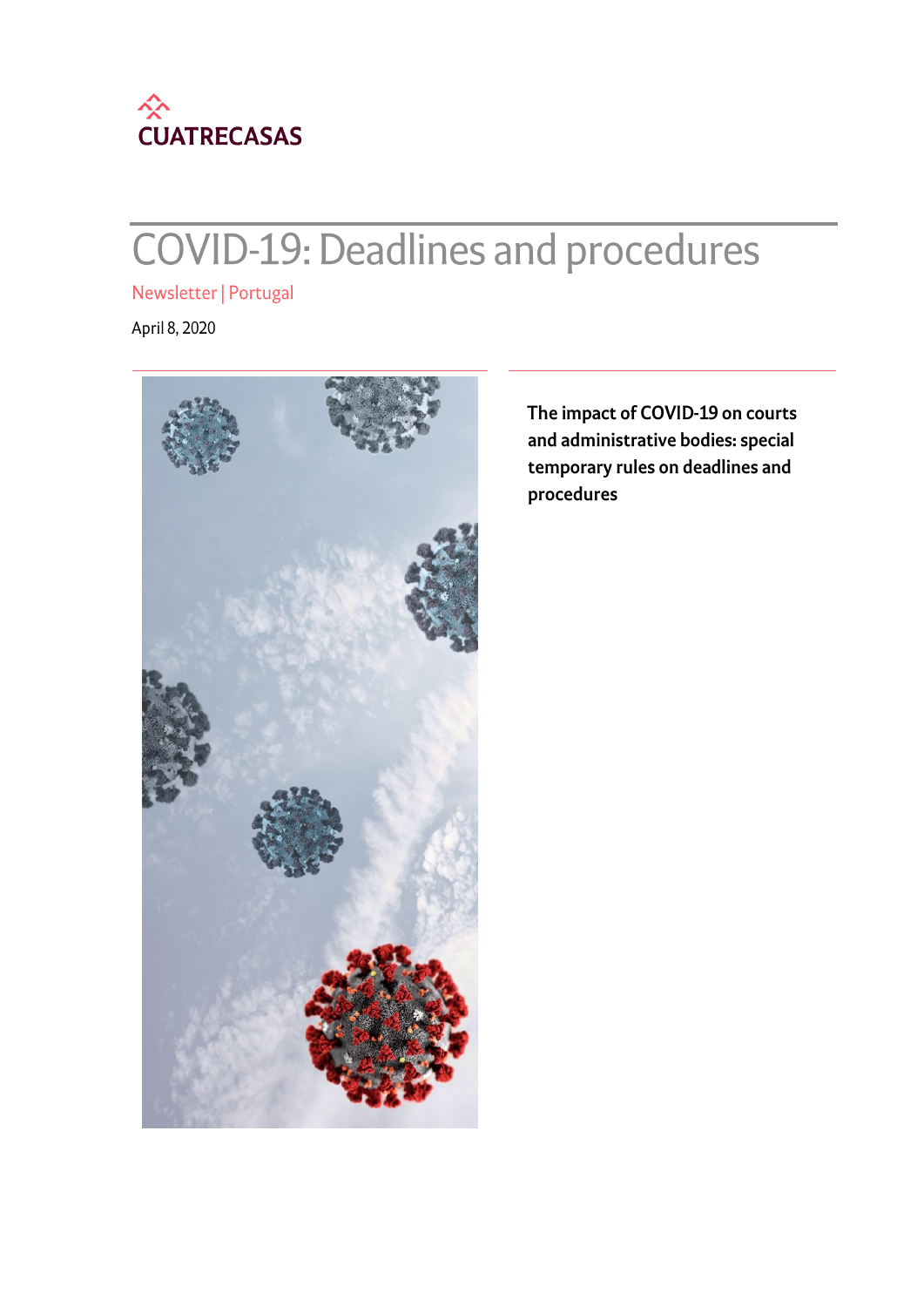CUATRECASAS

# COVID-19: Deadlines and procedures

Newsletter | Portugal

April 8, 2020

**The impact of COVID-19 on courts and administrative bodies: special temporary rules on deadlines and procedures**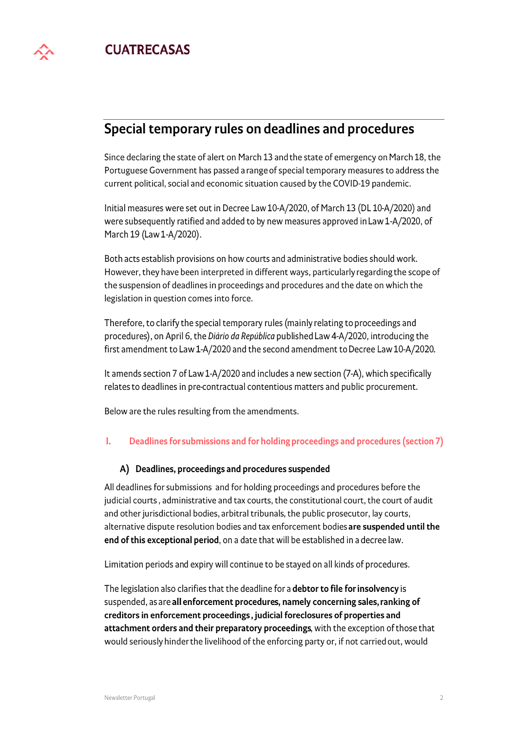## Special temporary rules on deadlines and procedures

Since declaring the state of alert on March 13 and the state of emergency on March 18, the Portuguese Government has passed a range of special temporary measures to address the current political, social and economic situation caused by the COVID-19 pandemic.

Initial measures were set out in Decree Law 10-A/2020, of March 13 (DL 10-A/2020) and were subsequently ratified and added to by new measures approved in Law 1-A/2020, of March 19 (Law 1-A/2020).

Both acts establish provisions on how courts and administrative bodies should work. However, they have been interpreted in different ways, particularly regarding the scope of the suspension of deadlines in proceedings and procedures and the date on which the legislation in question comes into force.

Therefore, to clarify the special temporary rules (mainly relating to proceedings and procedures), on April 6, the *Diário da República* published Law 4-A/2020, introducing the first amendment to Law 1-A/2020 and the second amendment to Decree Law 10-A/2020.

It amends section 7 of Law 1-A/2020 and includes a new section (7-A), which specifically relates to deadlines in pre-contractual contentious matters and public procurement.

Below are the rules resulting from the amendments.

### I. Deadlines for submissions and for holding proceedings and procedures (section 7)

#### A) Deadlines, proceedings and procedures suspended

All deadlines for submissions and for holding proceedings and procedures before the judicial courts, administrative and tax courts, the constitutional court, the court of audit and other jurisdictional bodies, arbitral tribunals, the public prosecutor, lay courts, alternative dispute resolution bodies and tax enforcement bodies **are suspended until the end of this exceptional period**, on a date that will be established in a decree law.

Limitation periods and expiry will continue to be stayed on all kinds of procedures.

The legislation also clarifies that the deadline for a **debtor to file for insolvency** is suspended, as are **all enforcement procedures, namely concerning sales, ranking of creditors in enforcement proceedings, judicial foreclosures of properties and attachment orders and their preparatory proceedings**, with the exception of those that would seriously hinder the livelihood of the enforcing party or, if not carried out, would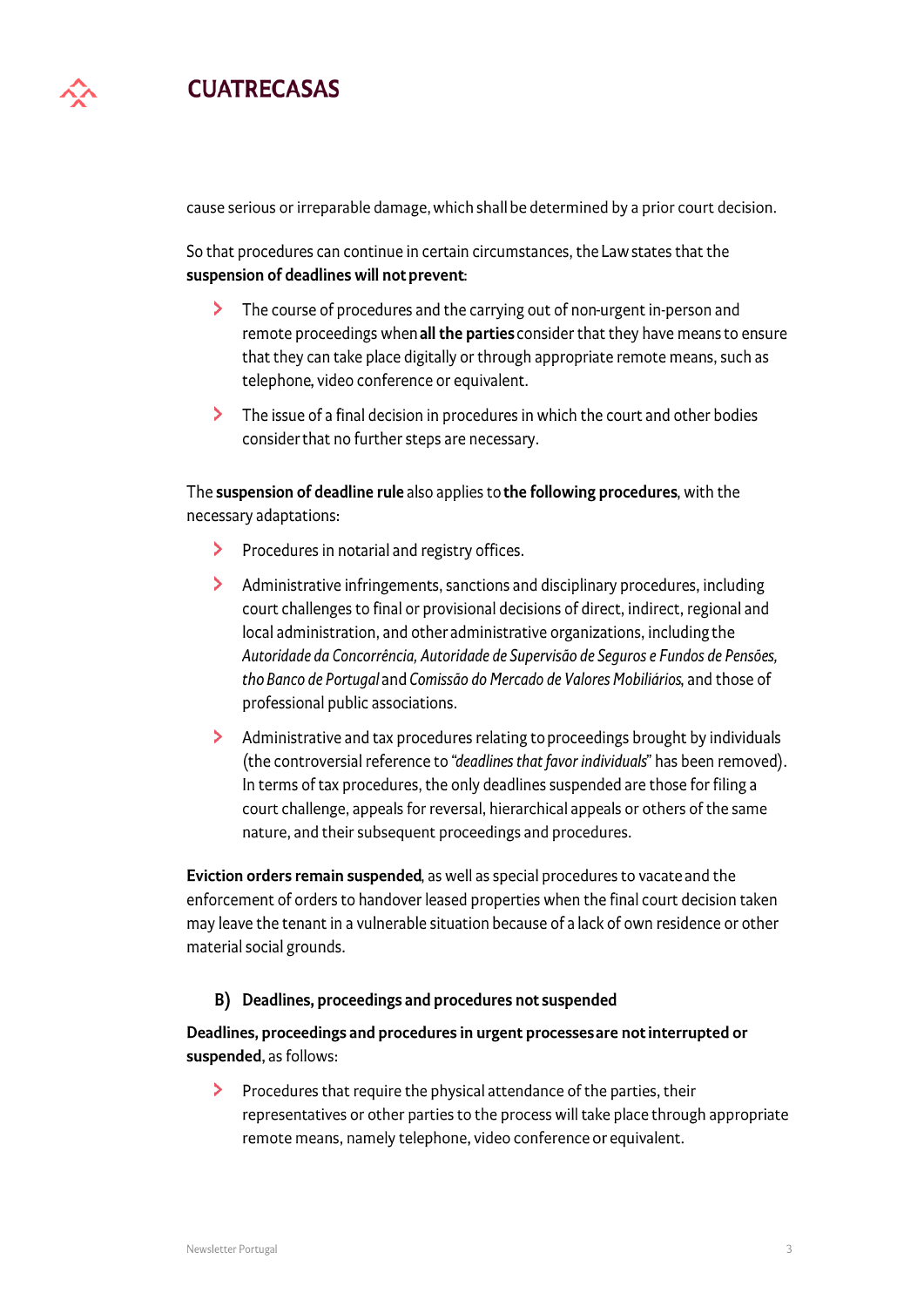cause serious or irreparable damage, which shall be determined by a prior court decision.

So that procedures can continue in certain circumstances, the Law states that the **suspension of deadlines will not prevent**:

- The course of procedures and the carrying out of non-urgent in-person and remote proceedings when **all the parties** consider that they have means to ensure that they can take place digitally or through appropriate remote means, such as telephone, video conference or equivalent.
- The issue of a final decision in procedures in which the court and other bodies consider that no further steps are necessary.

The **suspension of deadline rule** also applies to **the following procedures**, with the necessary adaptations:

- Procedures in notarial and registry offices.
- Administrative infringements, sanctions and disciplinary procedures, including court challenges to final or provisional decisions of direct, indirect, regional and local administration, and other administrative organizations, including the *Autoridade da Concorrência, Autoridade de Supervisão de Seguros e Fundos de Pensões, tho Banco de Portugal* and *Comissão do Mercado de Valores Mobiliários*, and those of professional public associations.
- Administrative and tax procedures relating to proceedings brought by individuals (the controversial reference to "*deadlines that favor individuals*" has been removed). In terms of tax procedures, the only deadlines suspended are those for filing a court challenge, appeals for reversal, hierarchical appeals or others of the same nature, and their subsequent proceedings and procedures.

**Eviction orders remain suspended**, as well as special procedures to vacate and the enforcement of orders to handover leased properties when the final court decision taken may leave the tenant in a vulnerable situation because of a lack of own residence or other material social grounds.

### B) Deadlines, proceedings and procedures not suspended

**Deadlines, proceedings and procedures in urgent processes are not interrupted or suspended**, as follows:

- Procedures that require the physical attendance of the parties, their representatives or other parties to the process will take place through appropriate remote means, namely telephone, video conference or equivalent.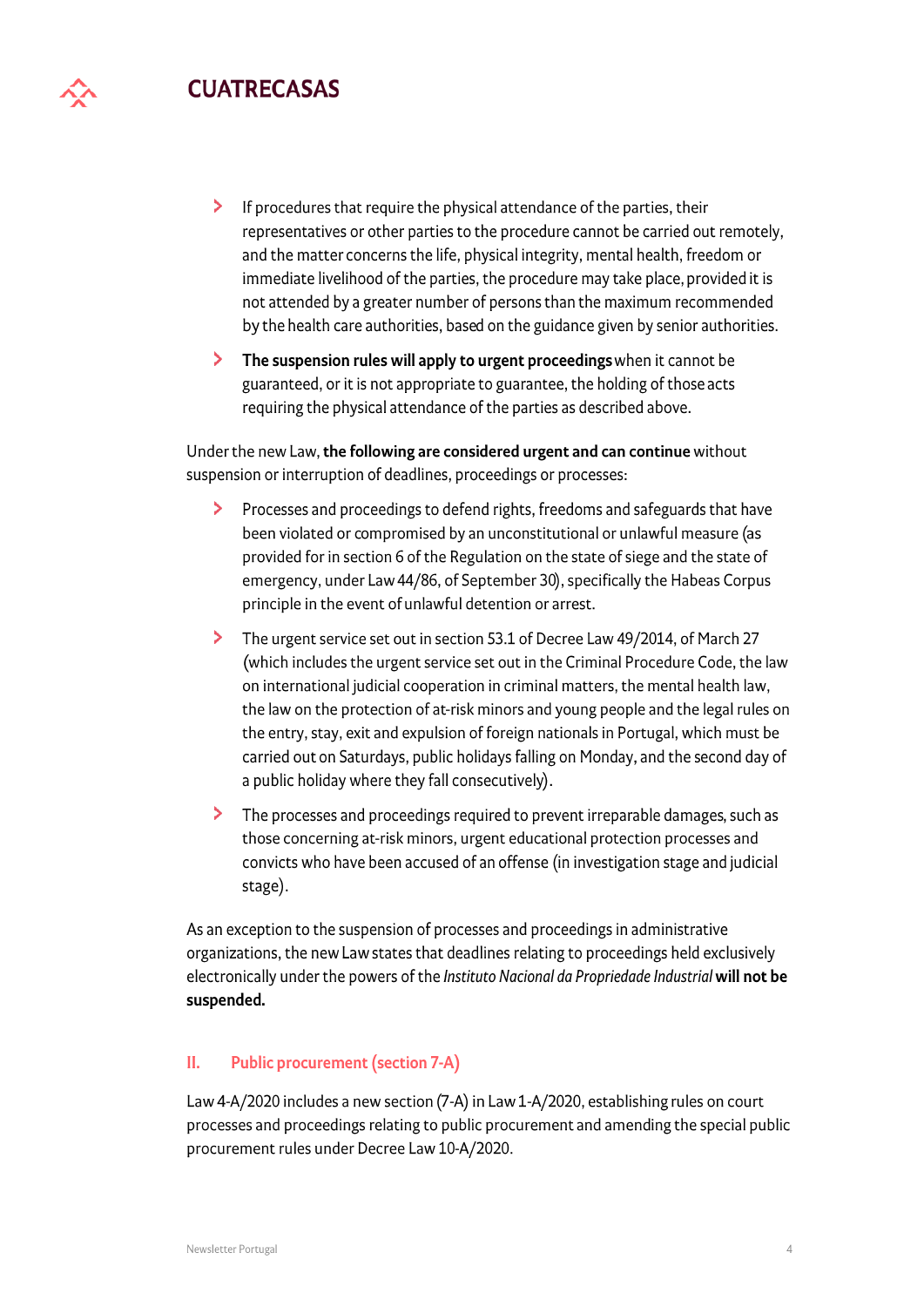- If procedures that require the physical attendance of the parties, their representatives or other parties to the procedure cannot be carried out remotely, and the matter concerns the life, physical integrity, mental health, freedom or immediate livelihood of the parties, the procedure may take place, provided it is not attended by a greater number of persons than the maximum recommended by the health care authorities, based on the guidance given by senior authorities.
- **The suspension rules will apply to urgent proceedings** when it cannot be guaranteed, or it is not appropriate to guarantee, the holding of those acts requiring the physical attendance of the parties as described above.

Under the new Law, **the following are considered urgent and can continue** without suspension or interruption of deadlines, proceedings or processes:

- Processes and proceedings to defend rights, freedoms and safeguards that have been violated or compromised by an unconstitutional or unlawful measure (as provided for in section 6 of the Regulation on the state of siege and the state of emergency, under Law 44/86, of September 30), specifically the Habeas Corpus principle in the event of unlawful detention or arrest.
- The urgent service set out in section 53.1 of Decree Law 49/2014, of March 27 (which includes the urgent service set out in the Criminal Procedure Code, the law on international judicial cooperation in criminal matters, the mental health law, the law on the protection of at-risk minors and young people and the legal rules on the entry, stay, exit and expulsion of foreign nationals in Portugal, which must be carried out on Saturdays, public holidays falling on Monday, and the second day of a public holiday where they fall consecutively).
- The processes and proceedings required to prevent irreparable damages, such as those concerning at-risk minors, urgent educational protection processes and convicts who have been accused of an offense (in investigation stage and judicial stage).

As an exception to the suspension of processes and proceedings in administrative organizations, the new Law states that deadlines relating to proceedings held exclusively electronically under the powers of the *Instituto Nacional da Propriedade Industrial* **will not be suspended.**

## II. Public procurement (section 7-A)

Law 4-A/2020 includes a new section (7-A) in Law 1-A/2020, establishing rules on court processes and proceedings relating to public procurement and amending the special public procurement rules under Decree Law 10-A/2020.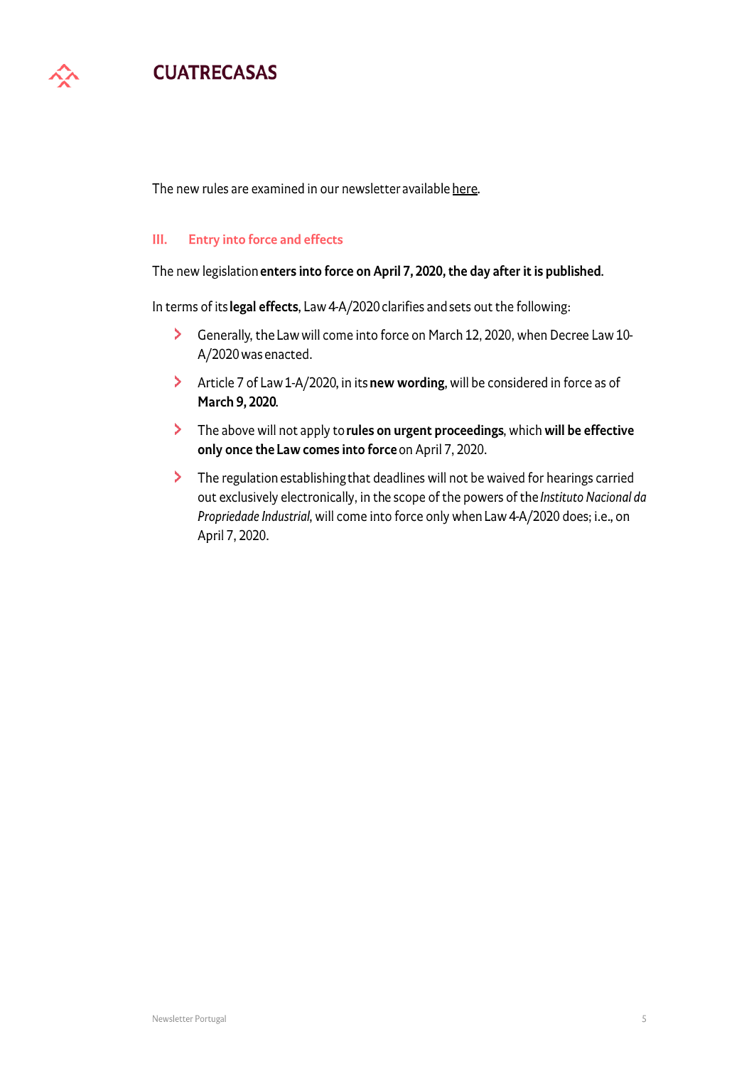The new rules are examined in our newsletter available here.

### III. Entry into force and effects

The new legislation **enters into force on April 7, 2020, the day after it is published**.

In terms of its **legal effects**, Law 4-A/2020 clarifies and sets out the following:

- Generally, the Law will come into force on March 12, 2020, when Decree Law 10-A/2020 was enacted.
- Article 7 of Law 1-A/2020, in its **new wording**, will be considered in force as of **March 9, 2020**.
- The above will not apply to **rules on urgent proceedings**, which **will be effective only once the Law comes into force** on April 7, 2020.
- The regulation establishing that deadlines will not be waived for hearings carried out exclusively electronically, in the scope of the powers of the *Instituto Nacional da Propriedade Industrial*, will come into force only when Law 4-A/2020 does; i.e., on April 7, 2020.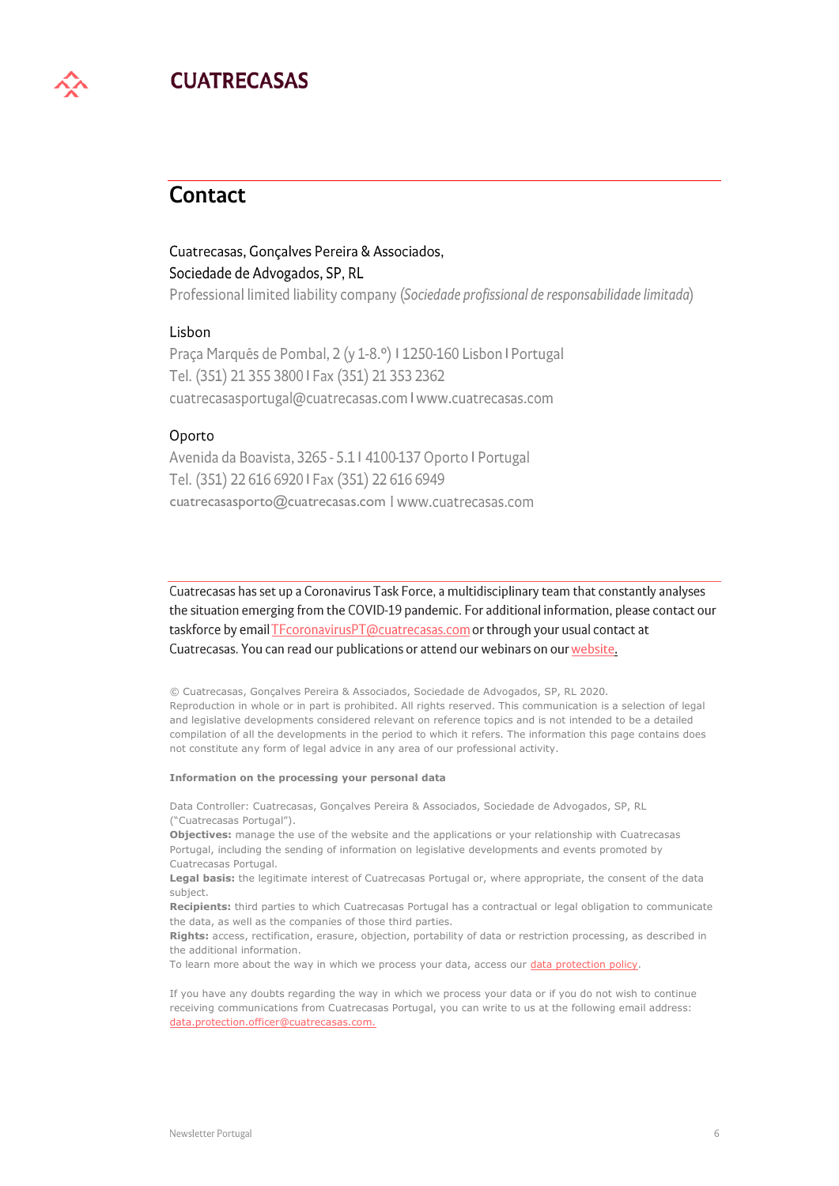CUATRECASAS

## Contact

Cuatrecasas, Gonçalves Pereira & Associados,
Sociedade de Advogados, SP, RL
Professional limited liability company (*Sociedade profissional de responsabilidade limitada*)

Lisbon
Praça Marquês de Pombal, 2 (y 1-8.º) I 1250-160 Lisbon I Portugal
Tel. (351) 21 355 3800 I Fax (351) 21 353 2362
cuatrecasasportugal@cuatrecasas.com I www.cuatrecasas.com

Oporto
Avenida da Boavista, 3265 - 5.1 I 4100-137 Oporto I Portugal
Tel. (351) 22 616 6920 I Fax (351) 22 616 6949
cuatrecasasporto@cuatrecasas.com I www.cuatrecasas.com

Cuatrecasas has set up a Coronavirus Task Force, a multidisciplinary team that constantly analyses the situation emerging from the COVID-19 pandemic. For additional information, please contact our taskforce by email TFcoronavirusPT@cuatrecasas.com or through your usual contact at Cuatrecasas. You can read our publications or attend our webinars on our website.

© Cuatrecasas, Gonçalves Pereira & Associados, Sociedade de Advogados, SP, RL 2020.
Reproduction in whole or in part is prohibited. All rights reserved. This communication is a selection of legal and legislative developments considered relevant on reference topics and is not intended to be a detailed compilation of all the developments in the period to which it refers. The information this page contains does not constitute any form of legal advice in any area of our professional activity.

**Information on the processing your personal data**

Data Controller: Cuatrecasas, Gonçalves Pereira & Associados, Sociedade de Advogados, SP, RL ("Cuatrecasas Portugal").
**Objectives:** manage the use of the website and the applications or your relationship with Cuatrecasas Portugal, including the sending of information on legislative developments and events promoted by Cuatrecasas Portugal.
**Legal basis:** the legitimate interest of Cuatrecasas Portugal or, where appropriate, the consent of the data subject.
**Recipients:** third parties to which Cuatrecasas Portugal has a contractual or legal obligation to communicate the data, as well as the companies of those third parties.
**Rights:** access, rectification, erasure, objection, portability of data or restriction processing, as described in the additional information.
To learn more about the way in which we process your data, access our data protection policy.

If you have any doubts regarding the way in which we process your data or if you do not wish to continue receiving communications from Cuatrecasas Portugal, you can write to us at the following email address: data.protection.officer@cuatrecasas.com.